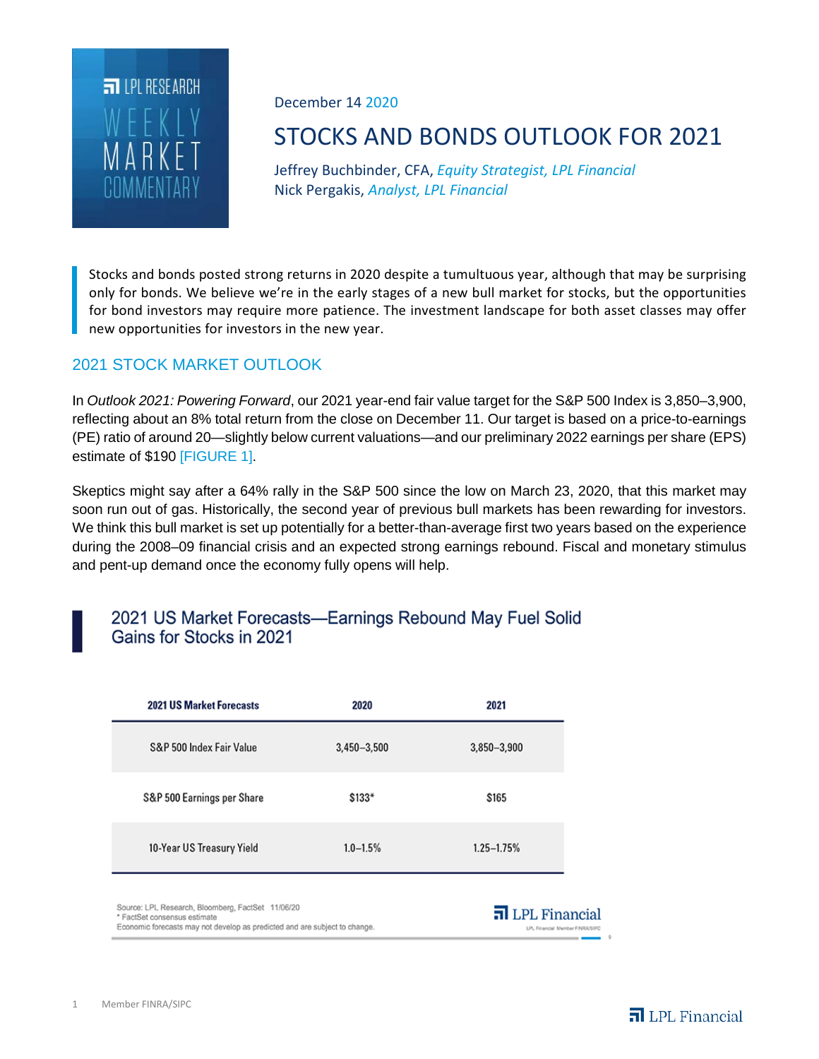LPL RESEARCH
WEEKLY MARKET COMMENTARY

December 14 2020

# STOCKS AND BONDS OUTLOOK FOR 2021

Jeffrey Buchbinder, CFA, *Equity Strategist, LPL Financial*
Nick Pergakis, *Analyst, LPL Financial*

> Stocks and bonds posted strong returns in 2020 despite a tumultuous year, although that may be surprising only for bonds. We believe we're in the early stages of a new bull market for stocks, but the opportunities for bond investors may require more patience. The investment landscape for both asset classes may offer new opportunities for investors in the new year.

## 2021 STOCK MARKET OUTLOOK

In *Outlook 2021: Powering Forward*, our 2021 year-end fair value target for the S&P 500 Index is 3,850–3,900, reflecting about an 8% total return from the close on December 11. Our target is based on a price-to-earnings (PE) ratio of around 20—slightly below current valuations—and our preliminary 2022 earnings per share (EPS) estimate of $190 [FIGURE 1].

Skeptics might say after a 64% rally in the S&P 500 since the low on March 23, 2020, that this market may soon run out of gas. Historically, the second year of previous bull markets has been rewarding for investors. We think this bull market is set up potentially for a better-than-average first two years based on the experience during the 2008–09 financial crisis and an expected strong earnings rebound. Fiscal and monetary stimulus and pent-up demand once the economy fully opens will help.

### 2021 US Market Forecasts—Earnings Rebound May Fuel Solid Gains for Stocks in 2021

| 2021 US Market Forecasts | 2020 | 2021 |
|---|---|---|
| S&P 500 Index Fair Value | 3,450–3,500 | 3,850–3,900 |
| S&P 500 Earnings per Share | $133* | $165 |
| 10-Year US Treasury Yield | 1.0–1.5% | 1.25–1.75% |

Source: LPL Research, Bloomberg, FactSet 11/06/20
\* FactSet consensus estimate
Economic forecasts may not develop as predicted and are subject to change.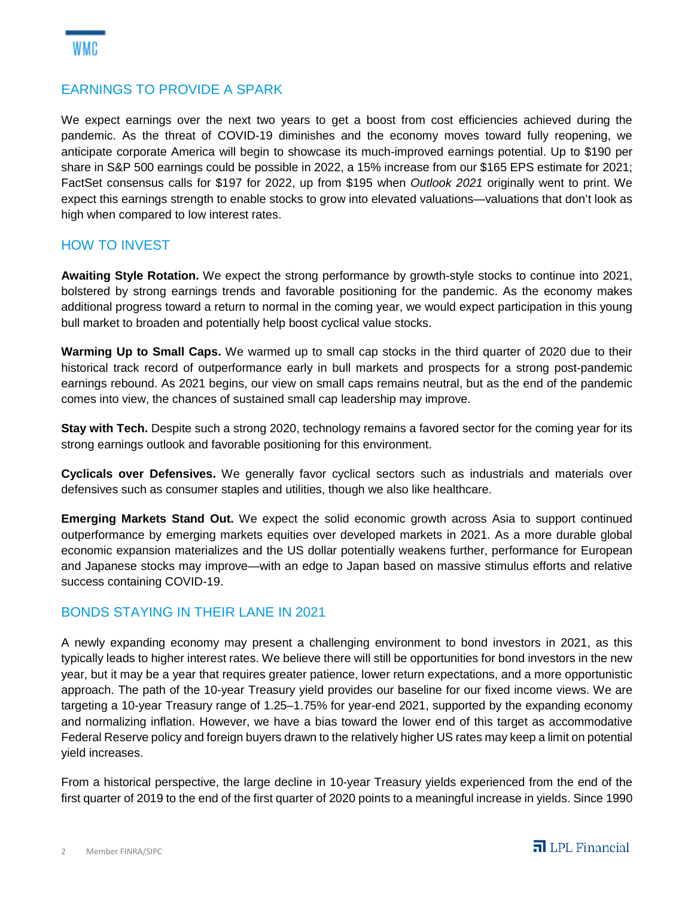## EARNINGS TO PROVIDE A SPARK

We expect earnings over the next two years to get a boost from cost efficiencies achieved during the pandemic. As the threat of COVID-19 diminishes and the economy moves toward fully reopening, we anticipate corporate America will begin to showcase its much-improved earnings potential. Up to $190 per share in S&P 500 earnings could be possible in 2022, a 15% increase from our $165 EPS estimate for 2021; FactSet consensus calls for $197 for 2022, up from $195 when *Outlook 2021* originally went to print. We expect this earnings strength to enable stocks to grow into elevated valuations—valuations that don't look as high when compared to low interest rates.

## HOW TO INVEST

**Awaiting Style Rotation.** We expect the strong performance by growth-style stocks to continue into 2021, bolstered by strong earnings trends and favorable positioning for the pandemic. As the economy makes additional progress toward a return to normal in the coming year, we would expect participation in this young bull market to broaden and potentially help boost cyclical value stocks.

**Warming Up to Small Caps.** We warmed up to small cap stocks in the third quarter of 2020 due to their historical track record of outperformance early in bull markets and prospects for a strong post-pandemic earnings rebound. As 2021 begins, our view on small caps remains neutral, but as the end of the pandemic comes into view, the chances of sustained small cap leadership may improve.

**Stay with Tech.** Despite such a strong 2020, technology remains a favored sector for the coming year for its strong earnings outlook and favorable positioning for this environment.

**Cyclicals over Defensives.** We generally favor cyclical sectors such as industrials and materials over defensives such as consumer staples and utilities, though we also like healthcare.

**Emerging Markets Stand Out.** We expect the solid economic growth across Asia to support continued outperformance by emerging markets equities over developed markets in 2021. As a more durable global economic expansion materializes and the US dollar potentially weakens further, performance for European and Japanese stocks may improve—with an edge to Japan based on massive stimulus efforts and relative success containing COVID-19.

## BONDS STAYING IN THEIR LANE IN 2021

A newly expanding economy may present a challenging environment to bond investors in 2021, as this typically leads to higher interest rates. We believe there will still be opportunities for bond investors in the new year, but it may be a year that requires greater patience, lower return expectations, and a more opportunistic approach. The path of the 10-year Treasury yield provides our baseline for our fixed income views. We are targeting a 10-year Treasury range of 1.25–1.75% for year-end 2021, supported by the expanding economy and normalizing inflation. However, we have a bias toward the lower end of this target as accommodative Federal Reserve policy and foreign buyers drawn to the relatively higher US rates may keep a limit on potential yield increases.

From a historical perspective, the large decline in 10-year Treasury yields experienced from the end of the first quarter of 2019 to the end of the first quarter of 2020 points to a meaningful increase in yields. Since 1990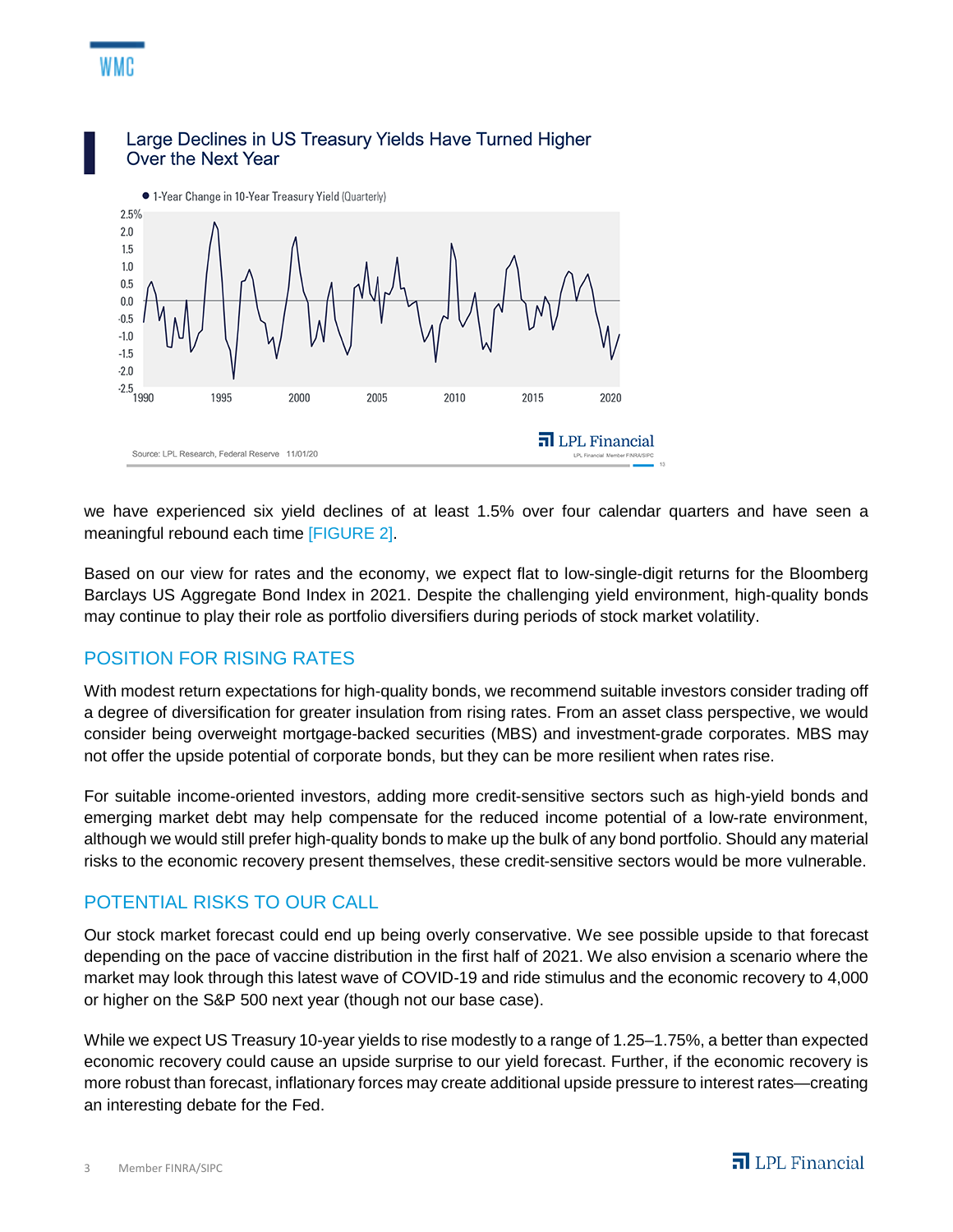## Large Declines in US Treasury Yields Have Turned Higher Over the Next Year

● 1-Year Change in 10-Year Treasury Yield (Quarterly)

Source: LPL Research, Federal Reserve 11/01/20

we have experienced six yield declines of at least 1.5% over four calendar quarters and have seen a meaningful rebound each time [FIGURE 2].

Based on our view for rates and the economy, we expect flat to low-single-digit returns for the Bloomberg Barclays US Aggregate Bond Index in 2021. Despite the challenging yield environment, high-quality bonds may continue to play their role as portfolio diversifiers during periods of stock market volatility.

## POSITION FOR RISING RATES

With modest return expectations for high-quality bonds, we recommend suitable investors consider trading off a degree of diversification for greater insulation from rising rates. From an asset class perspective, we would consider being overweight mortgage-backed securities (MBS) and investment-grade corporates. MBS may not offer the upside potential of corporate bonds, but they can be more resilient when rates rise.

For suitable income-oriented investors, adding more credit-sensitive sectors such as high-yield bonds and emerging market debt may help compensate for the reduced income potential of a low-rate environment, although we would still prefer high-quality bonds to make up the bulk of any bond portfolio. Should any material risks to the economic recovery present themselves, these credit-sensitive sectors would be more vulnerable.

## POTENTIAL RISKS TO OUR CALL

Our stock market forecast could end up being overly conservative. We see possible upside to that forecast depending on the pace of vaccine distribution in the first half of 2021. We also envision a scenario where the market may look through this latest wave of COVID-19 and ride stimulus and the economic recovery to 4,000 or higher on the S&P 500 next year (though not our base case).

While we expect US Treasury 10-year yields to rise modestly to a range of 1.25–1.75%, a better than expected economic recovery could cause an upside surprise to our yield forecast. Further, if the economic recovery is more robust than forecast, inflationary forces may create additional upside pressure to interest rates—creating an interesting debate for the Fed.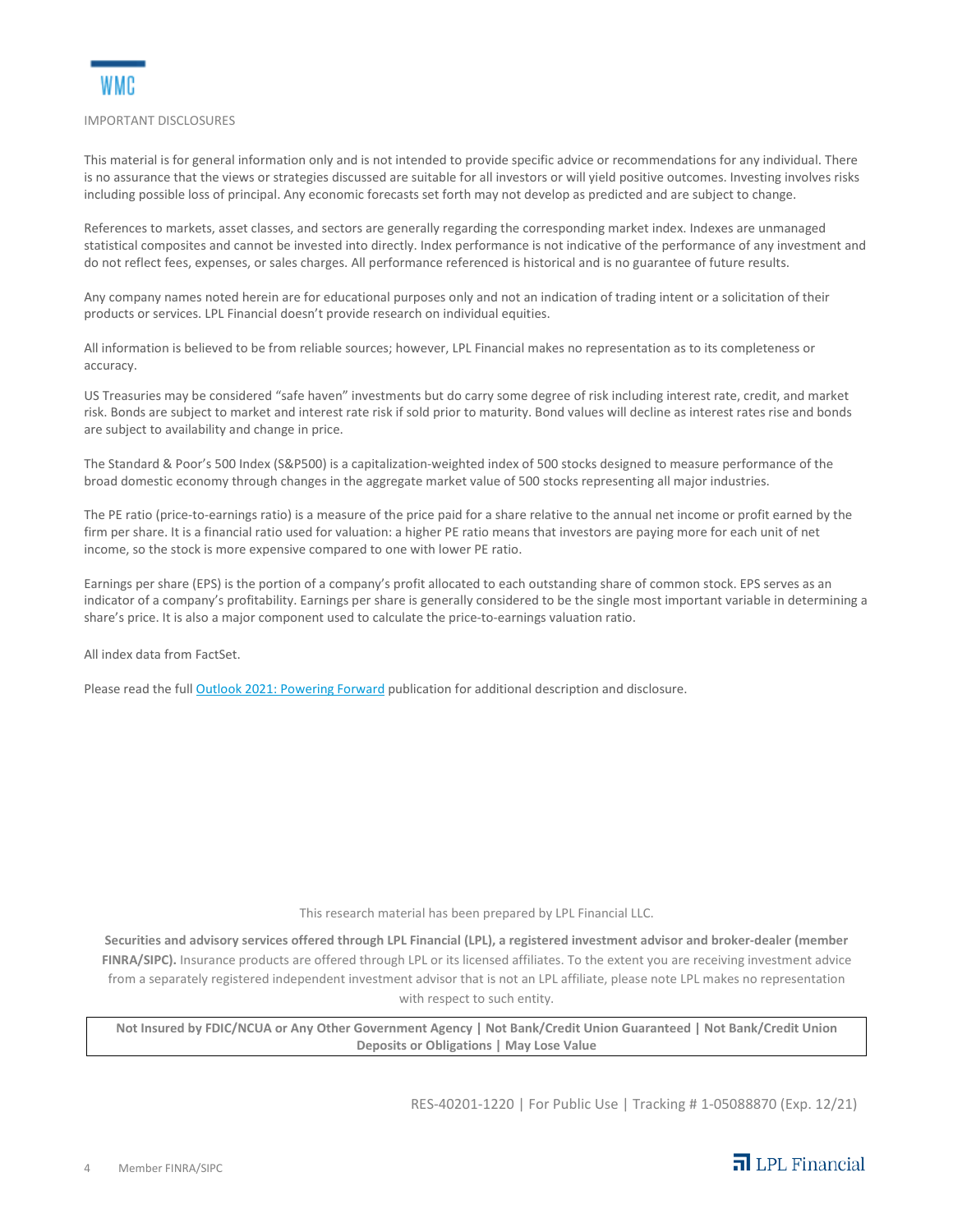IMPORTANT DISCLOSURES

This material is for general information only and is not intended to provide specific advice or recommendations for any individual. There is no assurance that the views or strategies discussed are suitable for all investors or will yield positive outcomes. Investing involves risks including possible loss of principal. Any economic forecasts set forth may not develop as predicted and are subject to change.

References to markets, asset classes, and sectors are generally regarding the corresponding market index. Indexes are unmanaged statistical composites and cannot be invested into directly. Index performance is not indicative of the performance of any investment and do not reflect fees, expenses, or sales charges. All performance referenced is historical and is no guarantee of future results.

Any company names noted herein are for educational purposes only and not an indication of trading intent or a solicitation of their products or services. LPL Financial doesn't provide research on individual equities.

All information is believed to be from reliable sources; however, LPL Financial makes no representation as to its completeness or accuracy.

US Treasuries may be considered "safe haven" investments but do carry some degree of risk including interest rate, credit, and market risk. Bonds are subject to market and interest rate risk if sold prior to maturity. Bond values will decline as interest rates rise and bonds are subject to availability and change in price.

The Standard & Poor's 500 Index (S&P500) is a capitalization-weighted index of 500 stocks designed to measure performance of the broad domestic economy through changes in the aggregate market value of 500 stocks representing all major industries.

The PE ratio (price-to-earnings ratio) is a measure of the price paid for a share relative to the annual net income or profit earned by the firm per share. It is a financial ratio used for valuation: a higher PE ratio means that investors are paying more for each unit of net income, so the stock is more expensive compared to one with lower PE ratio.

Earnings per share (EPS) is the portion of a company's profit allocated to each outstanding share of common stock. EPS serves as an indicator of a company's profitability. Earnings per share is generally considered to be the single most important variable in determining a share's price. It is also a major component used to calculate the price-to-earnings valuation ratio.

All index data from FactSet.

Please read the full Outlook 2021: Powering Forward publication for additional description and disclosure.

This research material has been prepared by LPL Financial LLC.

**Securities and advisory services offered through LPL Financial (LPL), a registered investment advisor and broker-dealer (member FINRA/SIPC).** Insurance products are offered through LPL or its licensed affiliates. To the extent you are receiving investment advice from a separately registered independent investment advisor that is not an LPL affiliate, please note LPL makes no representation with respect to such entity.

| |
|---|
| **Not Insured by FDIC/NCUA or Any Other Government Agency \| Not Bank/Credit Union Guaranteed \| Not Bank/Credit Union Deposits or Obligations \| May Lose Value** |

RES-40201-1220 | For Public Use | Tracking # 1-05088870 (Exp. 12/21)

Member FINRA/SIPC